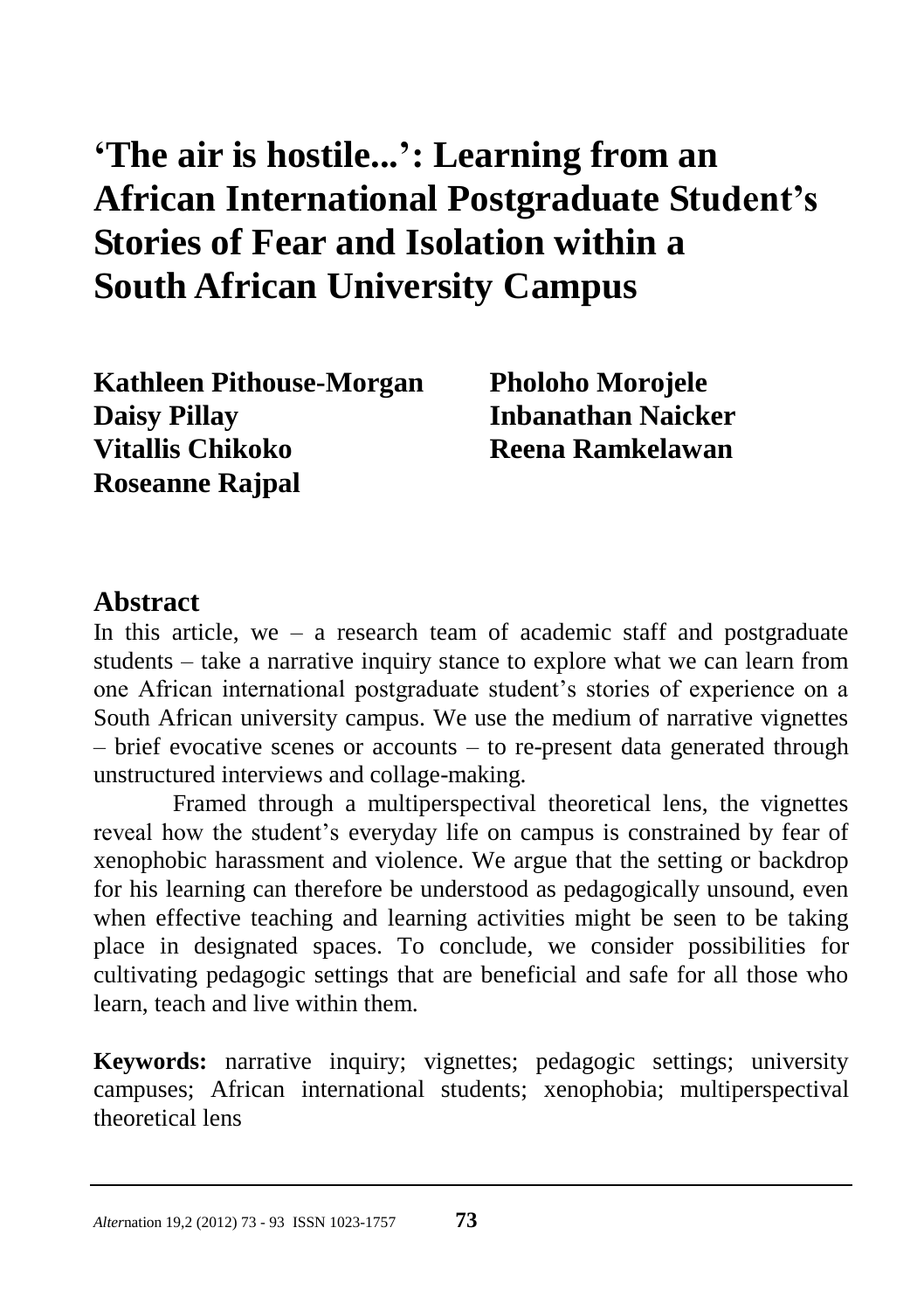# 'The air is hostile...': Learning from an African International Postgraduate Student's Stories of Fear and Isolation within a South African University Campus

**Kathleen Pithouse-Morgan**
**Pholoho Morojele**
**Daisy Pillay**
**Inbanathan Naicker**
**Vitallis Chikoko**
**Reena Ramkelawan**
**Roseanne Rajpal**

## Abstract

In this article, we – a research team of academic staff and postgraduate students – take a narrative inquiry stance to explore what we can learn from one African international postgraduate student's stories of experience on a South African university campus. We use the medium of narrative vignettes – brief evocative scenes or accounts – to re-present data generated through unstructured interviews and collage-making.

Framed through a multiperspectival theoretical lens, the vignettes reveal how the student's everyday life on campus is constrained by fear of xenophobic harassment and violence. We argue that the setting or backdrop for his learning can therefore be understood as pedagogically unsound, even when effective teaching and learning activities might be seen to be taking place in designated spaces. To conclude, we consider possibilities for cultivating pedagogic settings that are beneficial and safe for all those who learn, teach and live within them.

**Keywords:** narrative inquiry; vignettes; pedagogic settings; university campuses; African international students; xenophobia; multiperspectival theoretical lens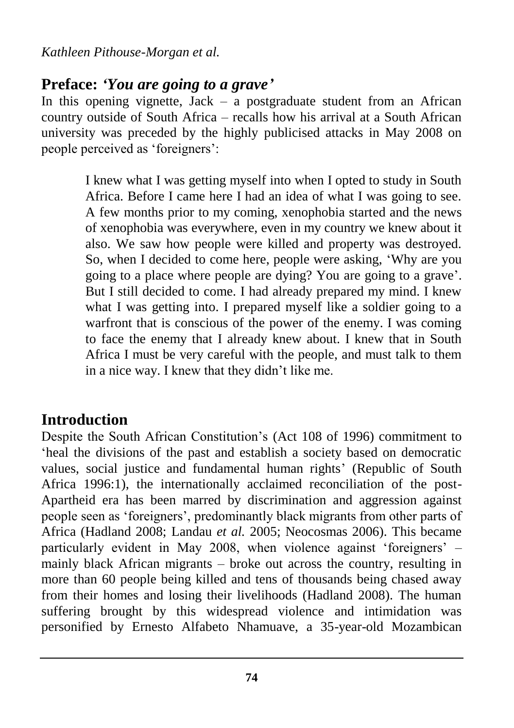## Preface: *'You are going to a grave'*

In this opening vignette, Jack – a postgraduate student from an African country outside of South Africa – recalls how his arrival at a South African university was preceded by the highly publicised attacks in May 2008 on people perceived as 'foreigners':

> I knew what I was getting myself into when I opted to study in South Africa. Before I came here I had an idea of what I was going to see. A few months prior to my coming, xenophobia started and the news of xenophobia was everywhere, even in my country we knew about it also. We saw how people were killed and property was destroyed. So, when I decided to come here, people were asking, 'Why are you going to a place where people are dying? You are going to a grave'. But I still decided to come. I had already prepared my mind. I knew what I was getting into. I prepared myself like a soldier going to a warfront that is conscious of the power of the enemy. I was coming to face the enemy that I already knew about. I knew that in South Africa I must be very careful with the people, and must talk to them in a nice way. I knew that they didn't like me.

## Introduction

Despite the South African Constitution's (Act 108 of 1996) commitment to 'heal the divisions of the past and establish a society based on democratic values, social justice and fundamental human rights' (Republic of South Africa 1996:1), the internationally acclaimed reconciliation of the post-Apartheid era has been marred by discrimination and aggression against people seen as 'foreigners', predominantly black migrants from other parts of Africa (Hadland 2008; Landau *et al.* 2005; Neocosmas 2006). This became particularly evident in May 2008, when violence against 'foreigners' – mainly black African migrants – broke out across the country, resulting in more than 60 people being killed and tens of thousands being chased away from their homes and losing their livelihoods (Hadland 2008). The human suffering brought by this widespread violence and intimidation was personified by Ernesto Alfabeto Nhamuave, a 35-year-old Mozambican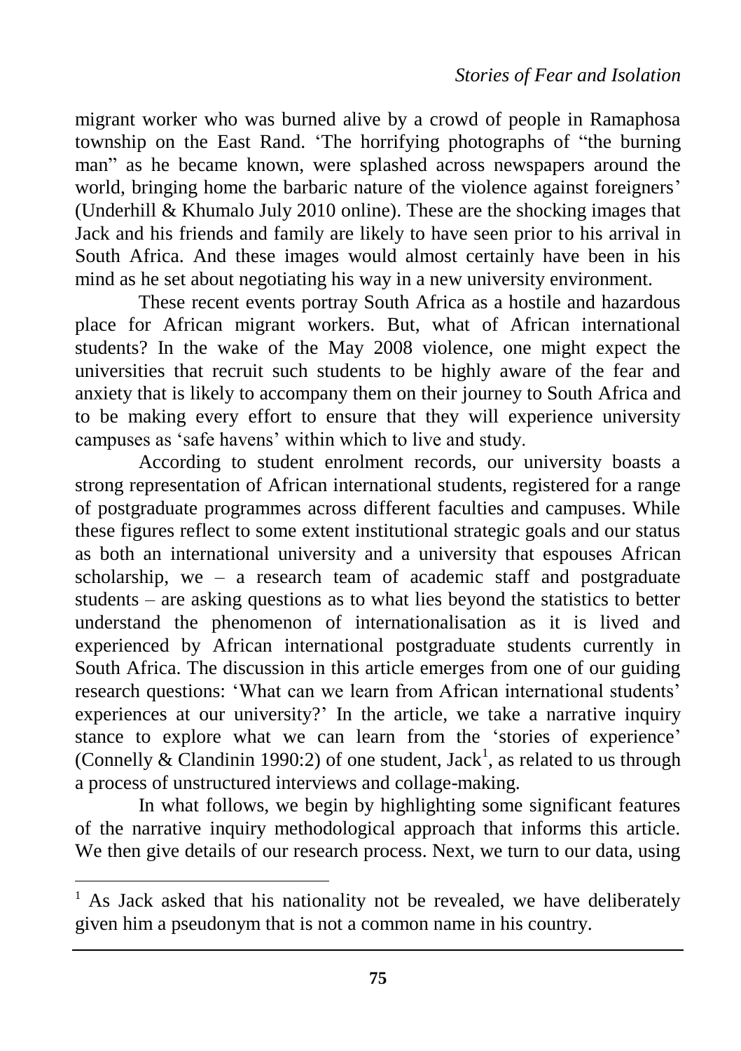migrant worker who was burned alive by a crowd of people in Ramaphosa township on the East Rand. 'The horrifying photographs of "the burning man" as he became known, were splashed across newspapers around the world, bringing home the barbaric nature of the violence against foreigners' (Underhill & Khumalo July 2010 online). These are the shocking images that Jack and his friends and family are likely to have seen prior to his arrival in South Africa. And these images would almost certainly have been in his mind as he set about negotiating his way in a new university environment.

These recent events portray South Africa as a hostile and hazardous place for African migrant workers. But, what of African international students? In the wake of the May 2008 violence, one might expect the universities that recruit such students to be highly aware of the fear and anxiety that is likely to accompany them on their journey to South Africa and to be making every effort to ensure that they will experience university campuses as 'safe havens' within which to live and study.

According to student enrolment records, our university boasts a strong representation of African international students, registered for a range of postgraduate programmes across different faculties and campuses. While these figures reflect to some extent institutional strategic goals and our status as both an international university and a university that espouses African scholarship, we – a research team of academic staff and postgraduate students – are asking questions as to what lies beyond the statistics to better understand the phenomenon of internationalisation as it is lived and experienced by African international postgraduate students currently in South Africa. The discussion in this article emerges from one of our guiding research questions: 'What can we learn from African international students' experiences at our university?' In the article, we take a narrative inquiry stance to explore what we can learn from the 'stories of experience' (Connelly & Clandinin 1990:2) of one student, Jack[1], as related to us through a process of unstructured interviews and collage-making.

In what follows, we begin by highlighting some significant features of the narrative inquiry methodological approach that informs this article. We then give details of our research process. Next, we turn to our data, using

[1] As Jack asked that his nationality not be revealed, we have deliberately given him a pseudonym that is not a common name in his country.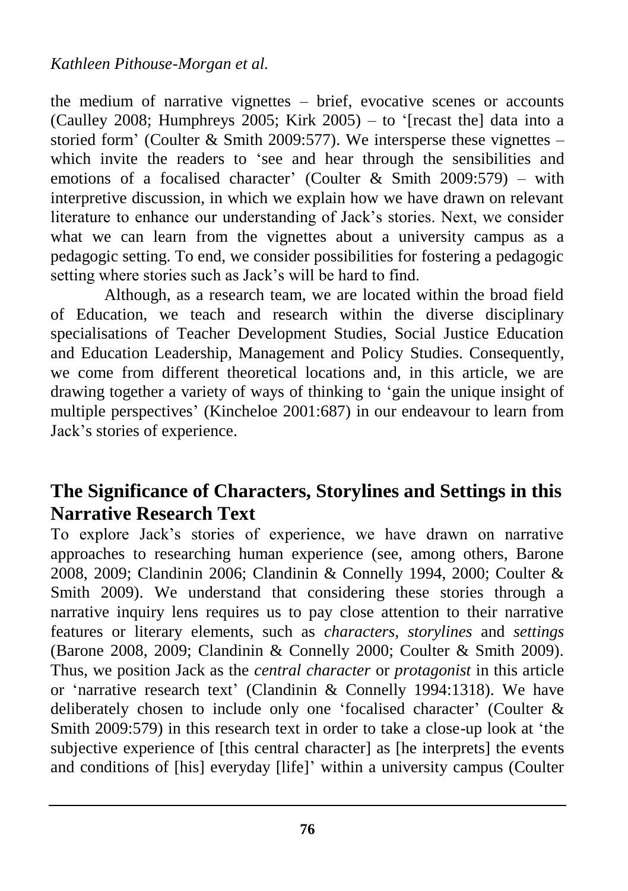the medium of narrative vignettes – brief, evocative scenes or accounts (Caulley 2008; Humphreys 2005; Kirk 2005) – to '[recast the] data into a storied form' (Coulter & Smith 2009:577). We intersperse these vignettes – which invite the readers to 'see and hear through the sensibilities and emotions of a focalised character' (Coulter & Smith 2009:579) – with interpretive discussion, in which we explain how we have drawn on relevant literature to enhance our understanding of Jack's stories. Next, we consider what we can learn from the vignettes about a university campus as a pedagogic setting. To end, we consider possibilities for fostering a pedagogic setting where stories such as Jack's will be hard to find.

Although, as a research team, we are located within the broad field of Education, we teach and research within the diverse disciplinary specialisations of Teacher Development Studies, Social Justice Education and Education Leadership, Management and Policy Studies. Consequently, we come from different theoretical locations and, in this article, we are drawing together a variety of ways of thinking to 'gain the unique insight of multiple perspectives' (Kincheloe 2001:687) in our endeavour to learn from Jack's stories of experience.

## The Significance of Characters, Storylines and Settings in this Narrative Research Text

To explore Jack's stories of experience, we have drawn on narrative approaches to researching human experience (see, among others, Barone 2008, 2009; Clandinin 2006; Clandinin & Connelly 1994, 2000; Coulter & Smith 2009). We understand that considering these stories through a narrative inquiry lens requires us to pay close attention to their narrative features or literary elements, such as *characters, storylines* and *settings* (Barone 2008, 2009; Clandinin & Connelly 2000; Coulter & Smith 2009). Thus, we position Jack as the *central character* or *protagonist* in this article or 'narrative research text' (Clandinin & Connelly 1994:1318). We have deliberately chosen to include only one 'focalised character' (Coulter & Smith 2009:579) in this research text in order to take a close-up look at 'the subjective experience of [this central character] as [he interprets] the events and conditions of [his] everyday [life]' within a university campus (Coulter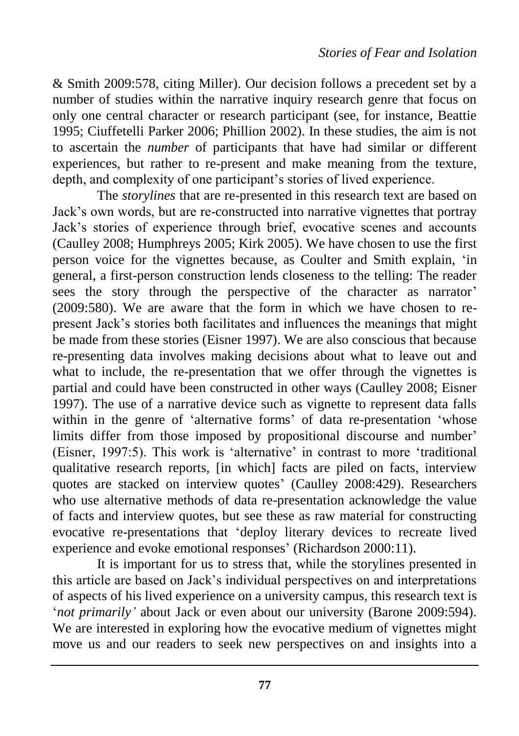& Smith 2009:578, citing Miller). Our decision follows a precedent set by a number of studies within the narrative inquiry research genre that focus on only one central character or research participant (see, for instance, Beattie 1995; Ciuffetelli Parker 2006; Phillion 2002). In these studies, the aim is not to ascertain the *number* of participants that have had similar or different experiences, but rather to re-present and make meaning from the texture, depth, and complexity of one participant's stories of lived experience.

The *storylines* that are re-presented in this research text are based on Jack's own words, but are re-constructed into narrative vignettes that portray Jack's stories of experience through brief, evocative scenes and accounts (Caulley 2008; Humphreys 2005; Kirk 2005). We have chosen to use the first person voice for the vignettes because, as Coulter and Smith explain, 'in general, a first-person construction lends closeness to the telling: The reader sees the story through the perspective of the character as narrator' (2009:580). We are aware that the form in which we have chosen to re-present Jack's stories both facilitates and influences the meanings that might be made from these stories (Eisner 1997). We are also conscious that because re-presenting data involves making decisions about what to leave out and what to include, the re-presentation that we offer through the vignettes is partial and could have been constructed in other ways (Caulley 2008; Eisner 1997). The use of a narrative device such as vignette to represent data falls within in the genre of 'alternative forms' of data re-presentation 'whose limits differ from those imposed by propositional discourse and number' (Eisner, 1997:5). This work is 'alternative' in contrast to more 'traditional qualitative research reports, [in which] facts are piled on facts, interview quotes are stacked on interview quotes' (Caulley 2008:429). Researchers who use alternative methods of data re-presentation acknowledge the value of facts and interview quotes, but see these as raw material for constructing evocative re-presentations that 'deploy literary devices to recreate lived experience and evoke emotional responses' (Richardson 2000:11).

It is important for us to stress that, while the storylines presented in this article are based on Jack's individual perspectives on and interpretations of aspects of his lived experience on a university campus, this research text is '*not primarily'* about Jack or even about our university (Barone 2009:594). We are interested in exploring how the evocative medium of vignettes might move us and our readers to seek new perspectives on and insights into a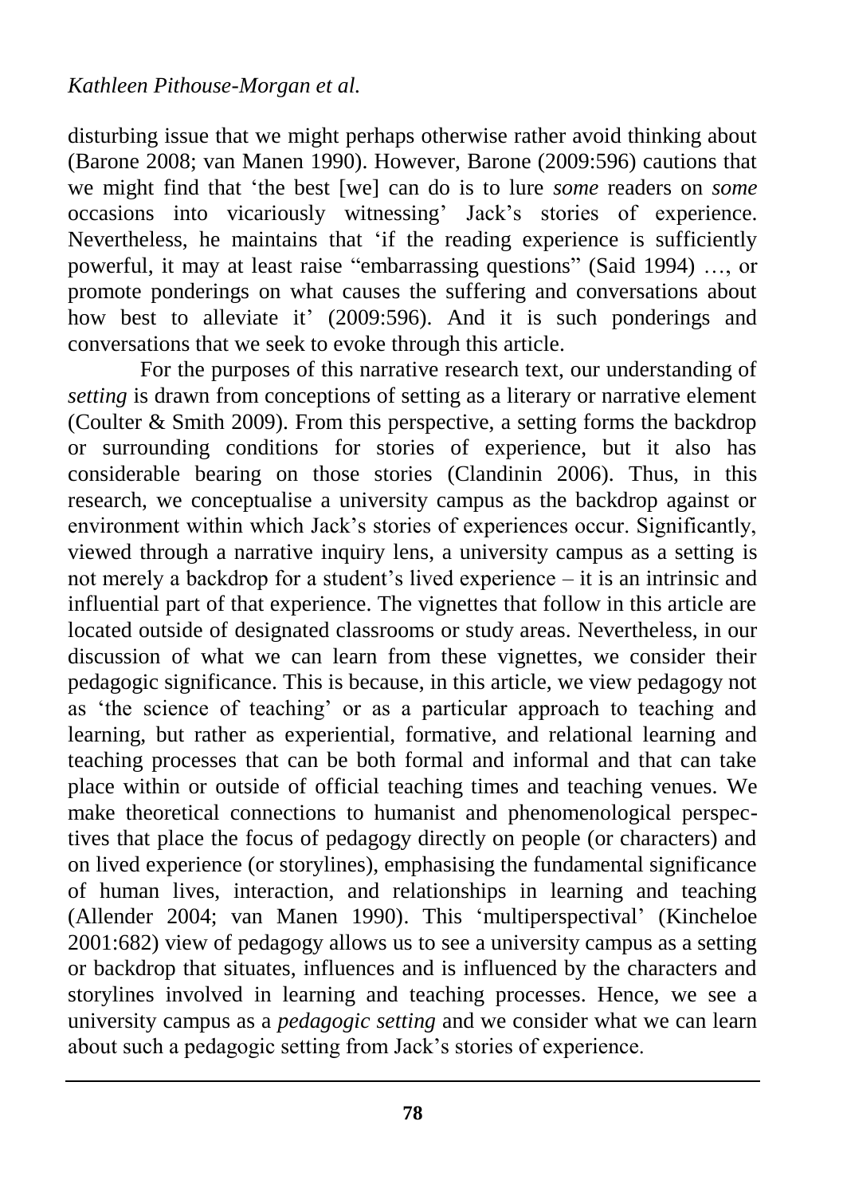disturbing issue that we might perhaps otherwise rather avoid thinking about (Barone 2008; van Manen 1990). However, Barone (2009:596) cautions that we might find that 'the best [we] can do is to lure *some* readers on *some* occasions into vicariously witnessing' Jack's stories of experience. Nevertheless, he maintains that 'if the reading experience is sufficiently powerful, it may at least raise "embarrassing questions" (Said 1994) …, or promote ponderings on what causes the suffering and conversations about how best to alleviate it' (2009:596). And it is such ponderings and conversations that we seek to evoke through this article.

For the purposes of this narrative research text, our understanding of *setting* is drawn from conceptions of setting as a literary or narrative element (Coulter & Smith 2009). From this perspective, a setting forms the backdrop or surrounding conditions for stories of experience, but it also has considerable bearing on those stories (Clandinin 2006). Thus, in this research, we conceptualise a university campus as the backdrop against or environment within which Jack's stories of experiences occur. Significantly, viewed through a narrative inquiry lens, a university campus as a setting is not merely a backdrop for a student's lived experience – it is an intrinsic and influential part of that experience. The vignettes that follow in this article are located outside of designated classrooms or study areas. Nevertheless, in our discussion of what we can learn from these vignettes, we consider their pedagogic significance. This is because, in this article, we view pedagogy not as 'the science of teaching' or as a particular approach to teaching and learning, but rather as experiential, formative, and relational learning and teaching processes that can be both formal and informal and that can take place within or outside of official teaching times and teaching venues. We make theoretical connections to humanist and phenomenological perspectives that place the focus of pedagogy directly on people (or characters) and on lived experience (or storylines), emphasising the fundamental significance of human lives, interaction, and relationships in learning and teaching (Allender 2004; van Manen 1990). This 'multiperspectival' (Kincheloe 2001:682) view of pedagogy allows us to see a university campus as a setting or backdrop that situates, influences and is influenced by the characters and storylines involved in learning and teaching processes. Hence, we see a university campus as a *pedagogic setting* and we consider what we can learn about such a pedagogic setting from Jack's stories of experience.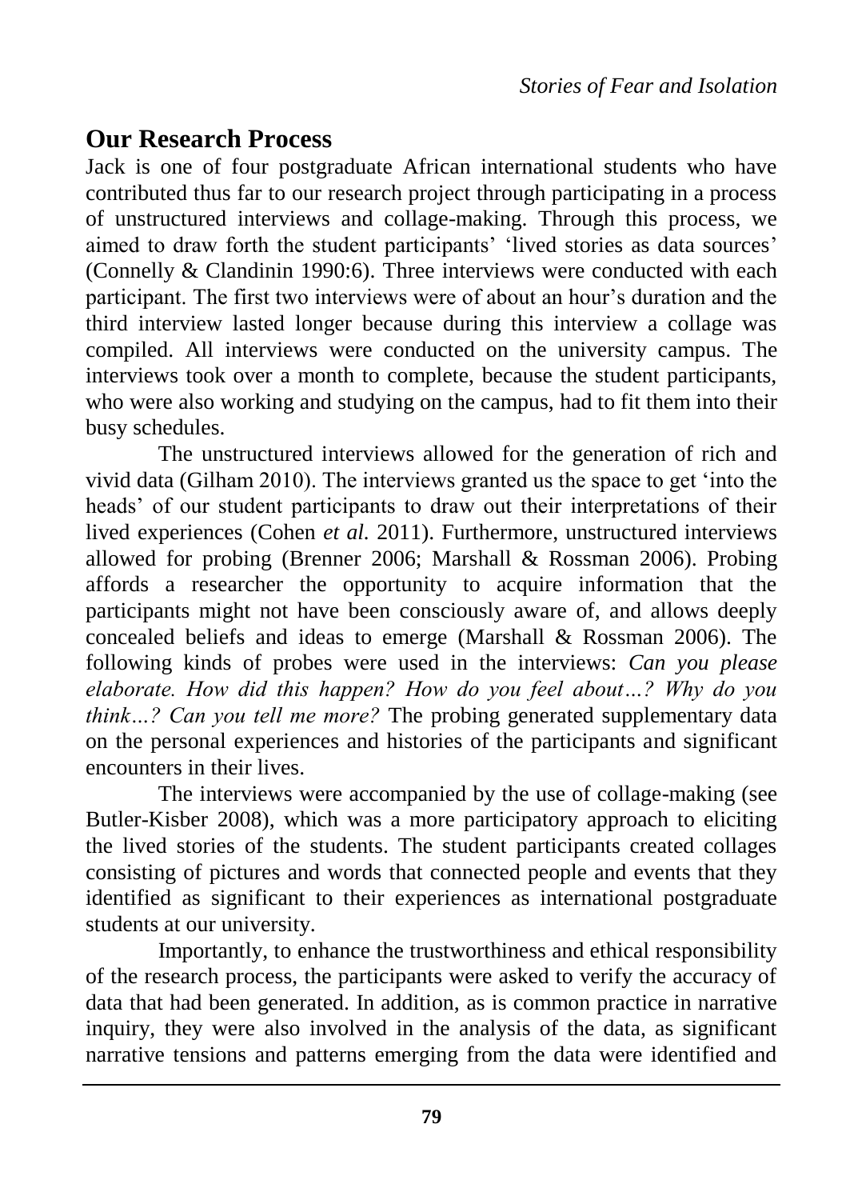## Our Research Process

Jack is one of four postgraduate African international students who have contributed thus far to our research project through participating in a process of unstructured interviews and collage-making. Through this process, we aimed to draw forth the student participants' 'lived stories as data sources' (Connelly & Clandinin 1990:6). Three interviews were conducted with each participant. The first two interviews were of about an hour's duration and the third interview lasted longer because during this interview a collage was compiled. All interviews were conducted on the university campus. The interviews took over a month to complete, because the student participants, who were also working and studying on the campus, had to fit them into their busy schedules.

The unstructured interviews allowed for the generation of rich and vivid data (Gilham 2010). The interviews granted us the space to get 'into the heads' of our student participants to draw out their interpretations of their lived experiences (Cohen *et al*. 2011). Furthermore, unstructured interviews allowed for probing (Brenner 2006; Marshall & Rossman 2006). Probing affords a researcher the opportunity to acquire information that the participants might not have been consciously aware of, and allows deeply concealed beliefs and ideas to emerge (Marshall & Rossman 2006). The following kinds of probes were used in the interviews: *Can you please elaborate. How did this happen? How do you feel about…? Why do you think…? Can you tell me more?* The probing generated supplementary data on the personal experiences and histories of the participants and significant encounters in their lives.

The interviews were accompanied by the use of collage-making (see Butler-Kisber 2008), which was a more participatory approach to eliciting the lived stories of the students. The student participants created collages consisting of pictures and words that connected people and events that they identified as significant to their experiences as international postgraduate students at our university.

Importantly, to enhance the trustworthiness and ethical responsibility of the research process, the participants were asked to verify the accuracy of data that had been generated. In addition, as is common practice in narrative inquiry, they were also involved in the analysis of the data, as significant narrative tensions and patterns emerging from the data were identified and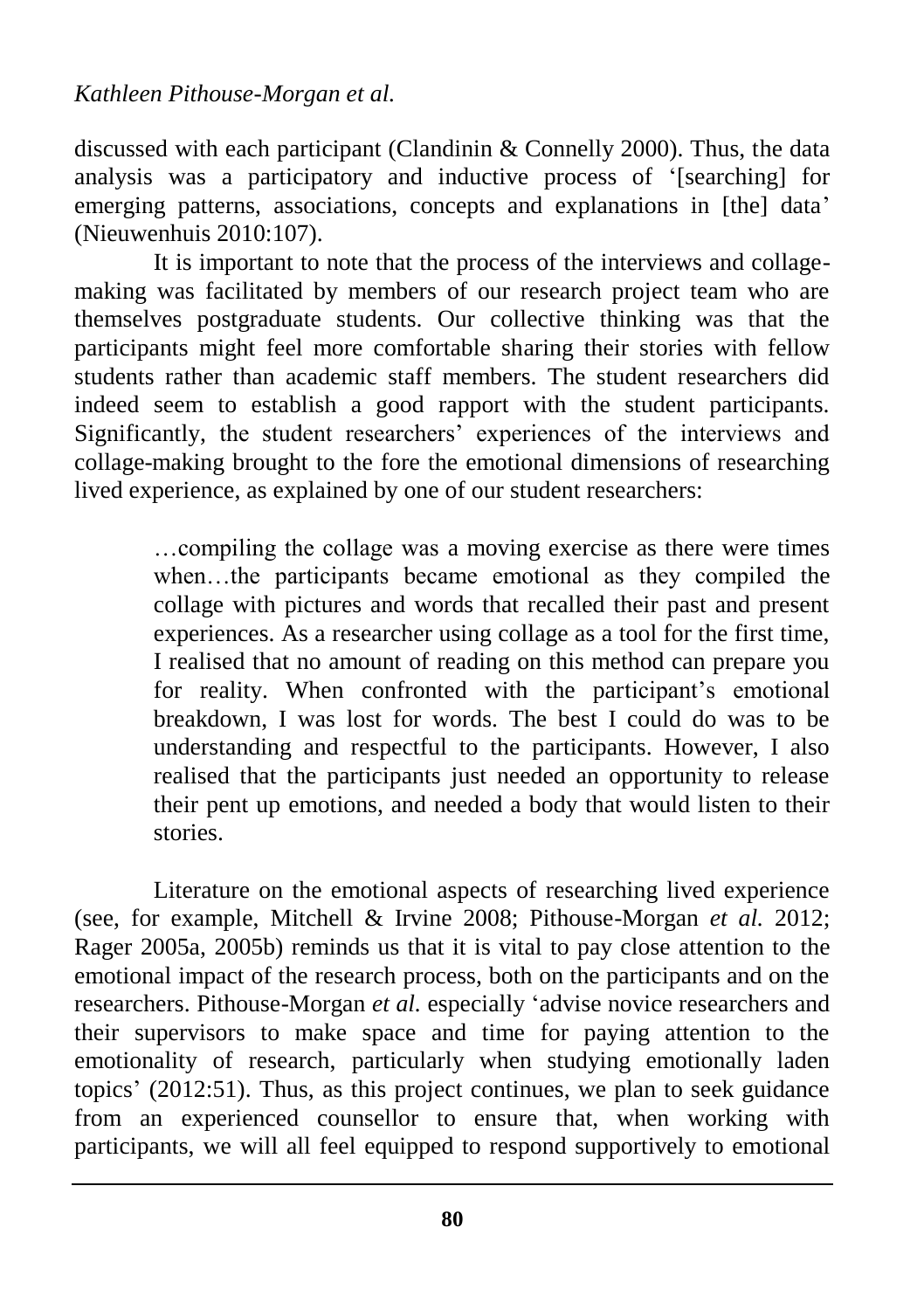discussed with each participant (Clandinin & Connelly 2000). Thus, the data analysis was a participatory and inductive process of '[searching] for emerging patterns, associations, concepts and explanations in [the] data' (Nieuwenhuis 2010:107).

It is important to note that the process of the interviews and collage-making was facilitated by members of our research project team who are themselves postgraduate students. Our collective thinking was that the participants might feel more comfortable sharing their stories with fellow students rather than academic staff members. The student researchers did indeed seem to establish a good rapport with the student participants. Significantly, the student researchers' experiences of the interviews and collage-making brought to the fore the emotional dimensions of researching lived experience, as explained by one of our student researchers:

> …compiling the collage was a moving exercise as there were times when…the participants became emotional as they compiled the collage with pictures and words that recalled their past and present experiences. As a researcher using collage as a tool for the first time, I realised that no amount of reading on this method can prepare you for reality. When confronted with the participant's emotional breakdown, I was lost for words. The best I could do was to be understanding and respectful to the participants. However, I also realised that the participants just needed an opportunity to release their pent up emotions, and needed a body that would listen to their stories.

Literature on the emotional aspects of researching lived experience (see, for example, Mitchell & Irvine 2008; Pithouse-Morgan *et al.* 2012; Rager 2005a, 2005b) reminds us that it is vital to pay close attention to the emotional impact of the research process, both on the participants and on the researchers. Pithouse-Morgan *et al.* especially 'advise novice researchers and their supervisors to make space and time for paying attention to the emotionality of research, particularly when studying emotionally laden topics' (2012:51). Thus, as this project continues, we plan to seek guidance from an experienced counsellor to ensure that, when working with participants, we will all feel equipped to respond supportively to emotional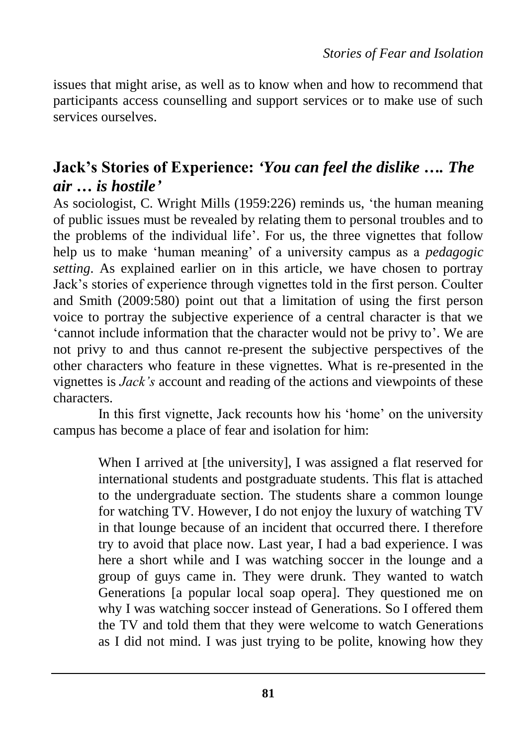issues that might arise, as well as to know when and how to recommend that participants access counselling and support services or to make use of such services ourselves.

## Jack's Stories of Experience: *'You can feel the dislike …. The air … is hostile'*

As sociologist, C. Wright Mills (1959:226) reminds us, 'the human meaning of public issues must be revealed by relating them to personal troubles and to the problems of the individual life'. For us, the three vignettes that follow help us to make 'human meaning' of a university campus as a *pedagogic setting*. As explained earlier on in this article, we have chosen to portray Jack's stories of experience through vignettes told in the first person. Coulter and Smith (2009:580) point out that a limitation of using the first person voice to portray the subjective experience of a central character is that we 'cannot include information that the character would not be privy to'. We are not privy to and thus cannot re-present the subjective perspectives of the other characters who feature in these vignettes. What is re-presented in the vignettes is *Jack's* account and reading of the actions and viewpoints of these characters.

In this first vignette, Jack recounts how his 'home' on the university campus has become a place of fear and isolation for him:

> When I arrived at [the university], I was assigned a flat reserved for international students and postgraduate students. This flat is attached to the undergraduate section. The students share a common lounge for watching TV. However, I do not enjoy the luxury of watching TV in that lounge because of an incident that occurred there. I therefore try to avoid that place now. Last year, I had a bad experience. I was here a short while and I was watching soccer in the lounge and a group of guys came in. They were drunk. They wanted to watch Generations [a popular local soap opera]. They questioned me on why I was watching soccer instead of Generations. So I offered them the TV and told them that they were welcome to watch Generations as I did not mind. I was just trying to be polite, knowing how they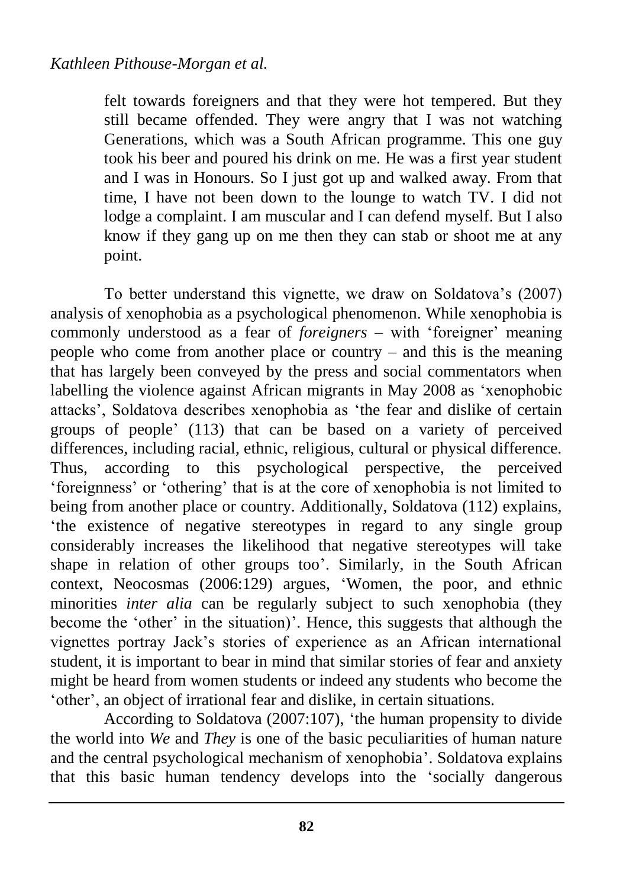> felt towards foreigners and that they were hot tempered. But they still became offended. They were angry that I was not watching Generations, which was a South African programme. This one guy took his beer and poured his drink on me. He was a first year student and I was in Honours. So I just got up and walked away. From that time, I have not been down to the lounge to watch TV. I did not lodge a complaint. I am muscular and I can defend myself. But I also know if they gang up on me then they can stab or shoot me at any point.

To better understand this vignette, we draw on Soldatova's (2007) analysis of xenophobia as a psychological phenomenon. While xenophobia is commonly understood as a fear of *foreigners* – with 'foreigner' meaning people who come from another place or country – and this is the meaning that has largely been conveyed by the press and social commentators when labelling the violence against African migrants in May 2008 as 'xenophobic attacks', Soldatova describes xenophobia as 'the fear and dislike of certain groups of people' (113) that can be based on a variety of perceived differences, including racial, ethnic, religious, cultural or physical difference. Thus, according to this psychological perspective, the perceived 'foreignness' or 'othering' that is at the core of xenophobia is not limited to being from another place or country. Additionally, Soldatova (112) explains, 'the existence of negative stereotypes in regard to any single group considerably increases the likelihood that negative stereotypes will take shape in relation of other groups too'. Similarly, in the South African context, Neocosmas (2006:129) argues, 'Women, the poor, and ethnic minorities *inter alia* can be regularly subject to such xenophobia (they become the 'other' in the situation)'. Hence, this suggests that although the vignettes portray Jack's stories of experience as an African international student, it is important to bear in mind that similar stories of fear and anxiety might be heard from women students or indeed any students who become the 'other', an object of irrational fear and dislike, in certain situations.

According to Soldatova (2007:107), 'the human propensity to divide the world into *We* and *They* is one of the basic peculiarities of human nature and the central psychological mechanism of xenophobia'. Soldatova explains that this basic human tendency develops into the 'socially dangerous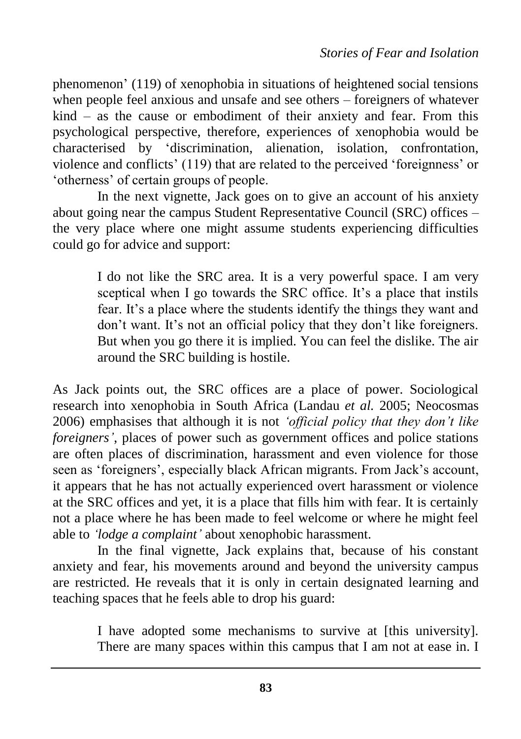phenomenon' (119) of xenophobia in situations of heightened social tensions when people feel anxious and unsafe and see others – foreigners of whatever kind – as the cause or embodiment of their anxiety and fear. From this psychological perspective, therefore, experiences of xenophobia would be characterised by 'discrimination, alienation, isolation, confrontation, violence and conflicts' (119) that are related to the perceived 'foreignness' or 'otherness' of certain groups of people.

In the next vignette, Jack goes on to give an account of his anxiety about going near the campus Student Representative Council (SRC) offices – the very place where one might assume students experiencing difficulties could go for advice and support:

> I do not like the SRC area. It is a very powerful space. I am very sceptical when I go towards the SRC office. It's a place that instils fear. It's a place where the students identify the things they want and don't want. It's not an official policy that they don't like foreigners. But when you go there it is implied. You can feel the dislike. The air around the SRC building is hostile.

As Jack points out, the SRC offices are a place of power. Sociological research into xenophobia in South Africa (Landau *et al.* 2005; Neocosmas 2006) emphasises that although it is not *'official policy that they don't like foreigners'*, places of power such as government offices and police stations are often places of discrimination, harassment and even violence for those seen as 'foreigners', especially black African migrants. From Jack's account, it appears that he has not actually experienced overt harassment or violence at the SRC offices and yet, it is a place that fills him with fear. It is certainly not a place where he has been made to feel welcome or where he might feel able to *'lodge a complaint'* about xenophobic harassment.

In the final vignette, Jack explains that, because of his constant anxiety and fear, his movements around and beyond the university campus are restricted. He reveals that it is only in certain designated learning and teaching spaces that he feels able to drop his guard:

> I have adopted some mechanisms to survive at [this university]. There are many spaces within this campus that I am not at ease in. I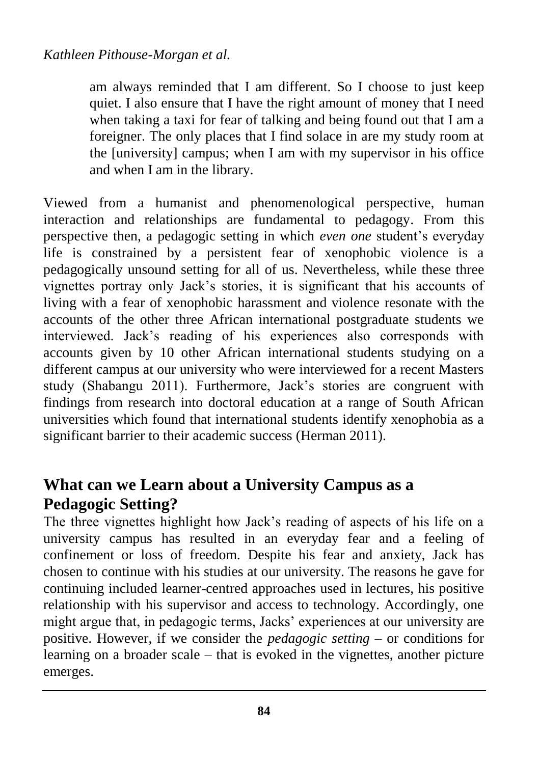> am always reminded that I am different. So I choose to just keep quiet. I also ensure that I have the right amount of money that I need when taking a taxi for fear of talking and being found out that I am a foreigner. The only places that I find solace in are my study room at the [university] campus; when I am with my supervisor in his office and when I am in the library.

Viewed from a humanist and phenomenological perspective, human interaction and relationships are fundamental to pedagogy. From this perspective then, a pedagogic setting in which *even one* student's everyday life is constrained by a persistent fear of xenophobic violence is a pedagogically unsound setting for all of us. Nevertheless, while these three vignettes portray only Jack's stories, it is significant that his accounts of living with a fear of xenophobic harassment and violence resonate with the accounts of the other three African international postgraduate students we interviewed. Jack's reading of his experiences also corresponds with accounts given by 10 other African international students studying on a different campus at our university who were interviewed for a recent Masters study (Shabangu 2011). Furthermore, Jack's stories are congruent with findings from research into doctoral education at a range of South African universities which found that international students identify xenophobia as a significant barrier to their academic success (Herman 2011).

## What can we Learn about a University Campus as a Pedagogic Setting?

The three vignettes highlight how Jack's reading of aspects of his life on a university campus has resulted in an everyday fear and a feeling of confinement or loss of freedom. Despite his fear and anxiety, Jack has chosen to continue with his studies at our university. The reasons he gave for continuing included learner-centred approaches used in lectures, his positive relationship with his supervisor and access to technology. Accordingly, one might argue that, in pedagogic terms, Jacks' experiences at our university are positive. However, if we consider the *pedagogic setting* – or conditions for learning on a broader scale – that is evoked in the vignettes, another picture emerges.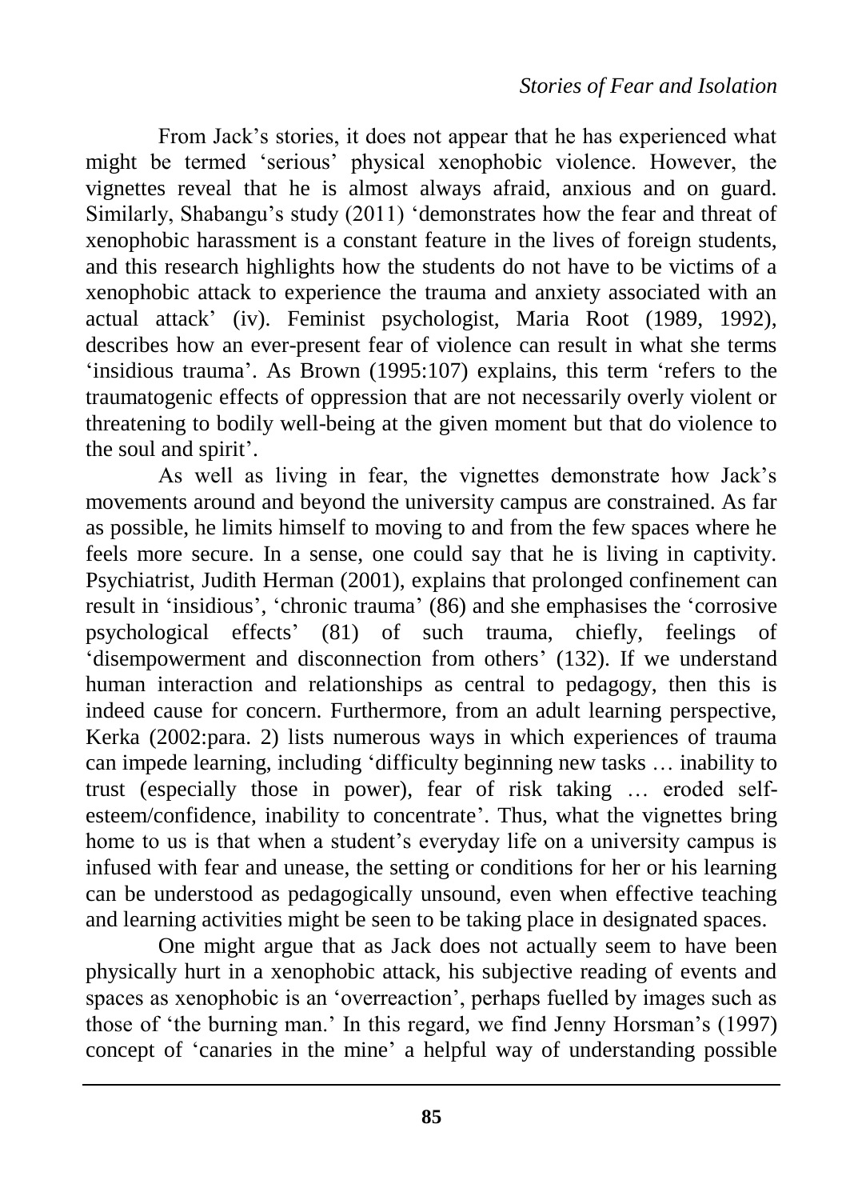From Jack's stories, it does not appear that he has experienced what might be termed 'serious' physical xenophobic violence. However, the vignettes reveal that he is almost always afraid, anxious and on guard. Similarly, Shabangu's study (2011) 'demonstrates how the fear and threat of xenophobic harassment is a constant feature in the lives of foreign students, and this research highlights how the students do not have to be victims of a xenophobic attack to experience the trauma and anxiety associated with an actual attack' (iv). Feminist psychologist, Maria Root (1989, 1992), describes how an ever-present fear of violence can result in what she terms 'insidious trauma'. As Brown (1995:107) explains, this term 'refers to the traumatogenic effects of oppression that are not necessarily overly violent or threatening to bodily well-being at the given moment but that do violence to the soul and spirit'.

As well as living in fear, the vignettes demonstrate how Jack's movements around and beyond the university campus are constrained. As far as possible, he limits himself to moving to and from the few spaces where he feels more secure. In a sense, one could say that he is living in captivity. Psychiatrist, Judith Herman (2001), explains that prolonged confinement can result in 'insidious', 'chronic trauma' (86) and she emphasises the 'corrosive psychological effects' (81) of such trauma, chiefly, feelings of 'disempowerment and disconnection from others' (132). If we understand human interaction and relationships as central to pedagogy, then this is indeed cause for concern. Furthermore, from an adult learning perspective, Kerka (2002:para. 2) lists numerous ways in which experiences of trauma can impede learning, including 'difficulty beginning new tasks … inability to trust (especially those in power), fear of risk taking … eroded self-esteem/confidence, inability to concentrate'. Thus, what the vignettes bring home to us is that when a student's everyday life on a university campus is infused with fear and unease, the setting or conditions for her or his learning can be understood as pedagogically unsound, even when effective teaching and learning activities might be seen to be taking place in designated spaces.

One might argue that as Jack does not actually seem to have been physically hurt in a xenophobic attack, his subjective reading of events and spaces as xenophobic is an 'overreaction', perhaps fuelled by images such as those of 'the burning man.' In this regard, we find Jenny Horsman's (1997) concept of 'canaries in the mine' a helpful way of understanding possible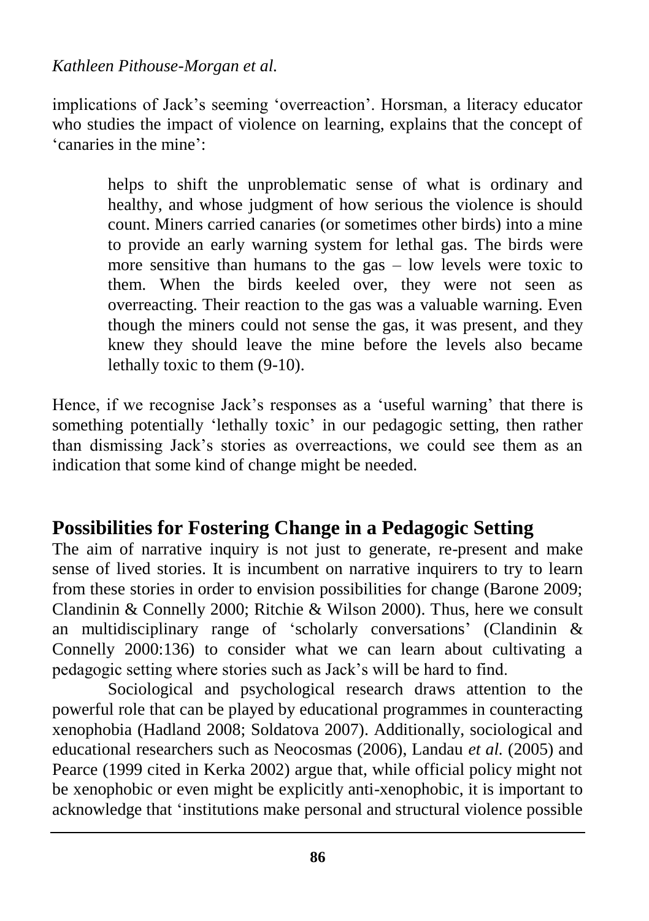implications of Jack's seeming 'overreaction'. Horsman, a literacy educator who studies the impact of violence on learning, explains that the concept of 'canaries in the mine':

> helps to shift the unproblematic sense of what is ordinary and healthy, and whose judgment of how serious the violence is should count. Miners carried canaries (or sometimes other birds) into a mine to provide an early warning system for lethal gas. The birds were more sensitive than humans to the gas – low levels were toxic to them. When the birds keeled over, they were not seen as overreacting. Their reaction to the gas was a valuable warning. Even though the miners could not sense the gas, it was present, and they knew they should leave the mine before the levels also became lethally toxic to them (9-10).

Hence, if we recognise Jack's responses as a 'useful warning' that there is something potentially 'lethally toxic' in our pedagogic setting, then rather than dismissing Jack's stories as overreactions, we could see them as an indication that some kind of change might be needed.

## Possibilities for Fostering Change in a Pedagogic Setting

The aim of narrative inquiry is not just to generate, re-present and make sense of lived stories. It is incumbent on narrative inquirers to try to learn from these stories in order to envision possibilities for change (Barone 2009; Clandinin & Connelly 2000; Ritchie & Wilson 2000). Thus, here we consult an multidisciplinary range of 'scholarly conversations' (Clandinin & Connelly 2000:136) to consider what we can learn about cultivating a pedagogic setting where stories such as Jack's will be hard to find.

Sociological and psychological research draws attention to the powerful role that can be played by educational programmes in counteracting xenophobia (Hadland 2008; Soldatova 2007). Additionally, sociological and educational researchers such as Neocosmas (2006), Landau *et al.* (2005) and Pearce (1999 cited in Kerka 2002) argue that, while official policy might not be xenophobic or even might be explicitly anti-xenophobic, it is important to acknowledge that 'institutions make personal and structural violence possible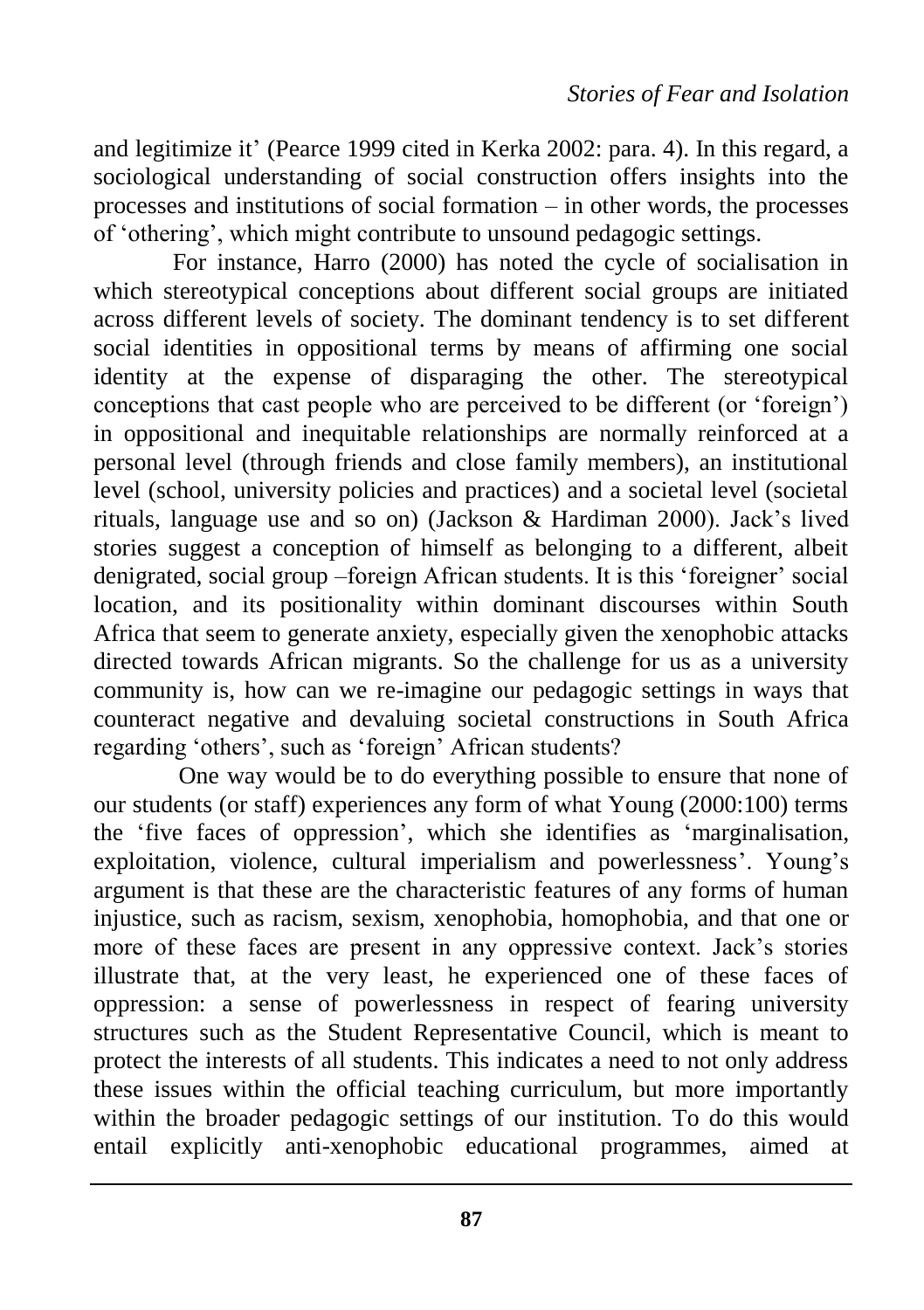and legitimize it' (Pearce 1999 cited in Kerka 2002: para. 4). In this regard, a sociological understanding of social construction offers insights into the processes and institutions of social formation – in other words, the processes of 'othering', which might contribute to unsound pedagogic settings.

For instance, Harro (2000) has noted the cycle of socialisation in which stereotypical conceptions about different social groups are initiated across different levels of society. The dominant tendency is to set different social identities in oppositional terms by means of affirming one social identity at the expense of disparaging the other. The stereotypical conceptions that cast people who are perceived to be different (or 'foreign') in oppositional and inequitable relationships are normally reinforced at a personal level (through friends and close family members), an institutional level (school, university policies and practices) and a societal level (societal rituals, language use and so on) (Jackson & Hardiman 2000). Jack's lived stories suggest a conception of himself as belonging to a different, albeit denigrated, social group –foreign African students. It is this 'foreigner' social location, and its positionality within dominant discourses within South Africa that seem to generate anxiety, especially given the xenophobic attacks directed towards African migrants. So the challenge for us as a university community is, how can we re-imagine our pedagogic settings in ways that counteract negative and devaluing societal constructions in South Africa regarding 'others', such as 'foreign' African students?

One way would be to do everything possible to ensure that none of our students (or staff) experiences any form of what Young (2000:100) terms the 'five faces of oppression', which she identifies as 'marginalisation, exploitation, violence, cultural imperialism and powerlessness'. Young's argument is that these are the characteristic features of any forms of human injustice, such as racism, sexism, xenophobia, homophobia, and that one or more of these faces are present in any oppressive context. Jack's stories illustrate that, at the very least, he experienced one of these faces of oppression: a sense of powerlessness in respect of fearing university structures such as the Student Representative Council, which is meant to protect the interests of all students. This indicates a need to not only address these issues within the official teaching curriculum, but more importantly within the broader pedagogic settings of our institution. To do this would entail explicitly anti-xenophobic educational programmes, aimed at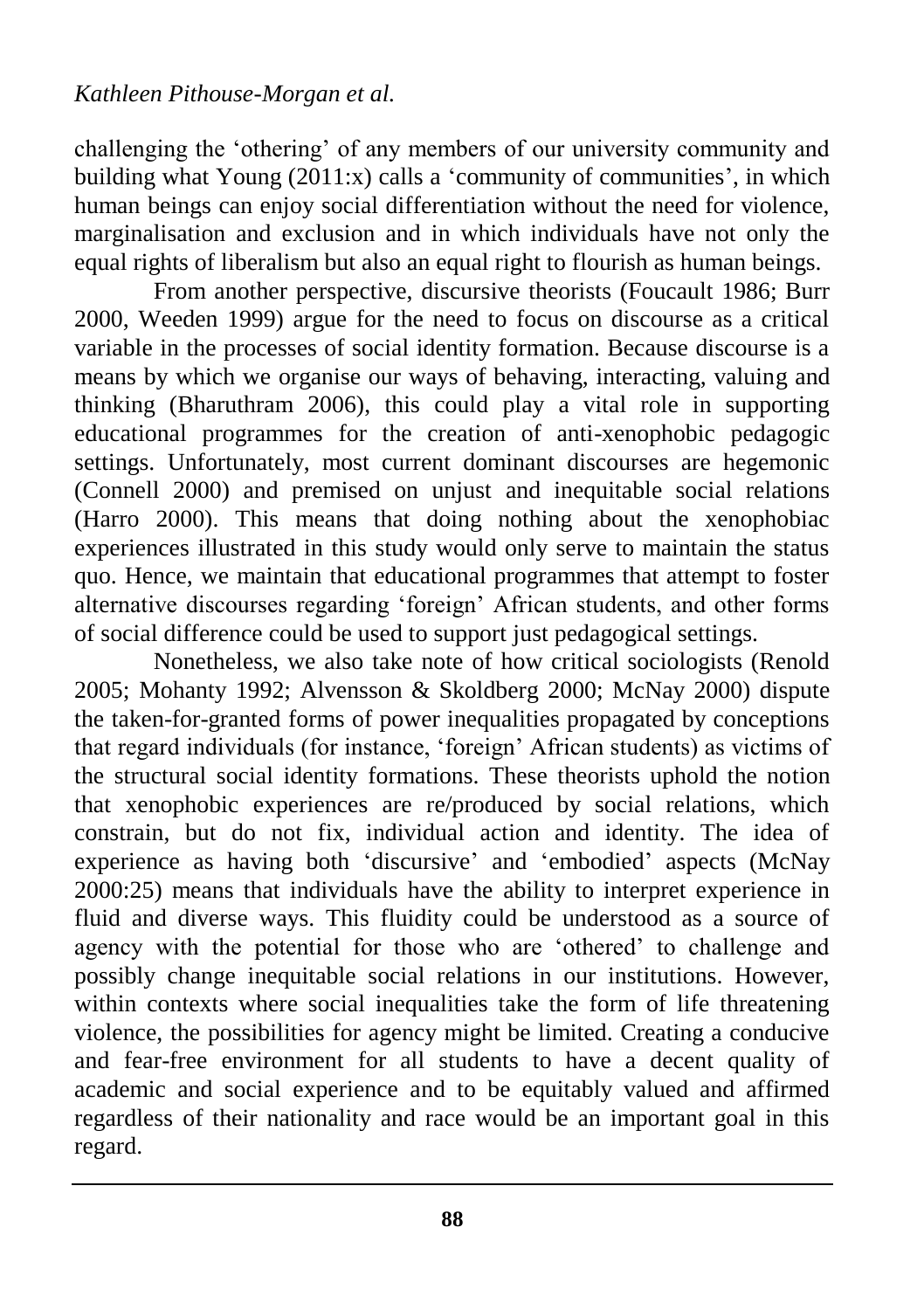challenging the 'othering' of any members of our university community and building what Young (2011:x) calls a 'community of communities', in which human beings can enjoy social differentiation without the need for violence, marginalisation and exclusion and in which individuals have not only the equal rights of liberalism but also an equal right to flourish as human beings.

From another perspective, discursive theorists (Foucault 1986; Burr 2000, Weeden 1999) argue for the need to focus on discourse as a critical variable in the processes of social identity formation. Because discourse is a means by which we organise our ways of behaving, interacting, valuing and thinking (Bharuthram 2006), this could play a vital role in supporting educational programmes for the creation of anti-xenophobic pedagogic settings. Unfortunately, most current dominant discourses are hegemonic (Connell 2000) and premised on unjust and inequitable social relations (Harro 2000). This means that doing nothing about the xenophobiac experiences illustrated in this study would only serve to maintain the status quo. Hence, we maintain that educational programmes that attempt to foster alternative discourses regarding 'foreign' African students, and other forms of social difference could be used to support just pedagogical settings.

Nonetheless, we also take note of how critical sociologists (Renold 2005; Mohanty 1992; Alvensson & Skoldberg 2000; McNay 2000) dispute the taken-for-granted forms of power inequalities propagated by conceptions that regard individuals (for instance, 'foreign' African students) as victims of the structural social identity formations. These theorists uphold the notion that xenophobic experiences are re/produced by social relations, which constrain, but do not fix, individual action and identity. The idea of experience as having both 'discursive' and 'embodied' aspects (McNay 2000:25) means that individuals have the ability to interpret experience in fluid and diverse ways. This fluidity could be understood as a source of agency with the potential for those who are 'othered' to challenge and possibly change inequitable social relations in our institutions. However, within contexts where social inequalities take the form of life threatening violence, the possibilities for agency might be limited. Creating a conducive and fear-free environment for all students to have a decent quality of academic and social experience and to be equitably valued and affirmed regardless of their nationality and race would be an important goal in this regard.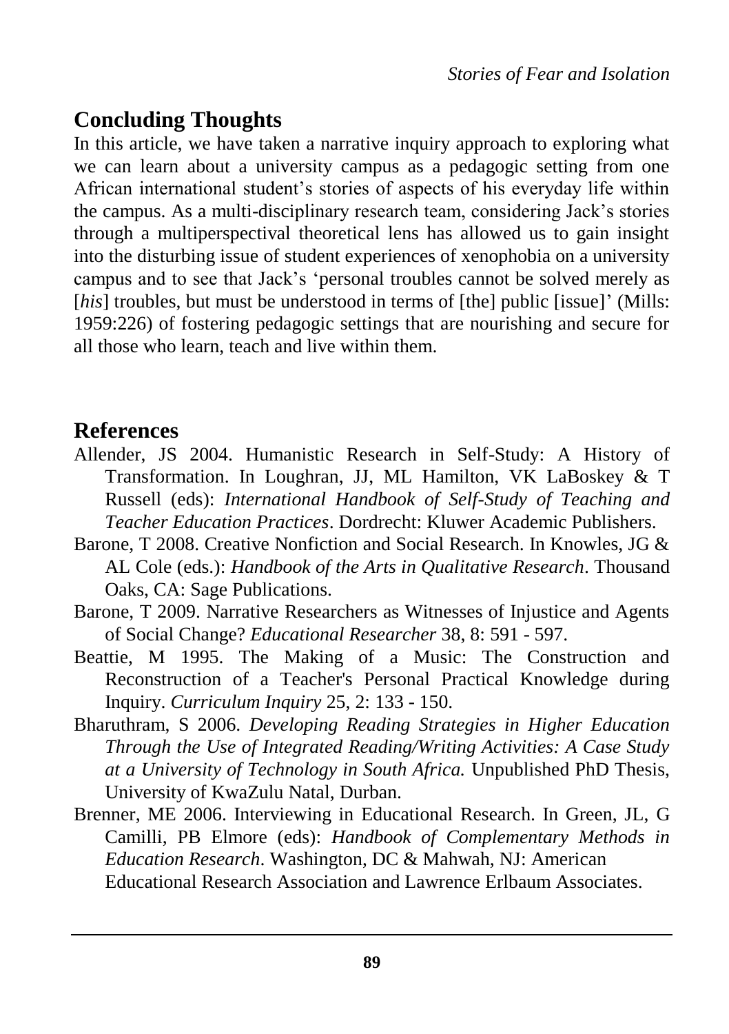## Concluding Thoughts

In this article, we have taken a narrative inquiry approach to exploring what we can learn about a university campus as a pedagogic setting from one African international student's stories of aspects of his everyday life within the campus. As a multi-disciplinary research team, considering Jack's stories through a multiperspectival theoretical lens has allowed us to gain insight into the disturbing issue of student experiences of xenophobia on a university campus and to see that Jack's 'personal troubles cannot be solved merely as [*his*] troubles, but must be understood in terms of [the] public [issue]' (Mills: 1959:226) of fostering pedagogic settings that are nourishing and secure for all those who learn, teach and live within them.

## References

Allender, JS 2004. Humanistic Research in Self-Study: A History of Transformation. In Loughran, JJ, ML Hamilton, VK LaBoskey & T Russell (eds): *International Handbook of Self-Study of Teaching and Teacher Education Practices*. Dordrecht: Kluwer Academic Publishers.

Barone, T 2008. Creative Nonfiction and Social Research. In Knowles, JG & AL Cole (eds.): *Handbook of the Arts in Qualitative Research*. Thousand Oaks, CA: Sage Publications.

Barone, T 2009. Narrative Researchers as Witnesses of Injustice and Agents of Social Change? *Educational Researcher* 38, 8: 591 - 597.

Beattie, M 1995. The Making of a Music: The Construction and Reconstruction of a Teacher's Personal Practical Knowledge during Inquiry. *Curriculum Inquiry* 25, 2: 133 - 150.

Bharuthram, S 2006. *Developing Reading Strategies in Higher Education Through the Use of Integrated Reading/Writing Activities: A Case Study at a University of Technology in South Africa.* Unpublished PhD Thesis, University of KwaZulu Natal, Durban.

Brenner, ME 2006. Interviewing in Educational Research. In Green, JL, G Camilli, PB Elmore (eds): *Handbook of Complementary Methods in Education Research*. Washington, DC & Mahwah, NJ: American Educational Research Association and Lawrence Erlbaum Associates.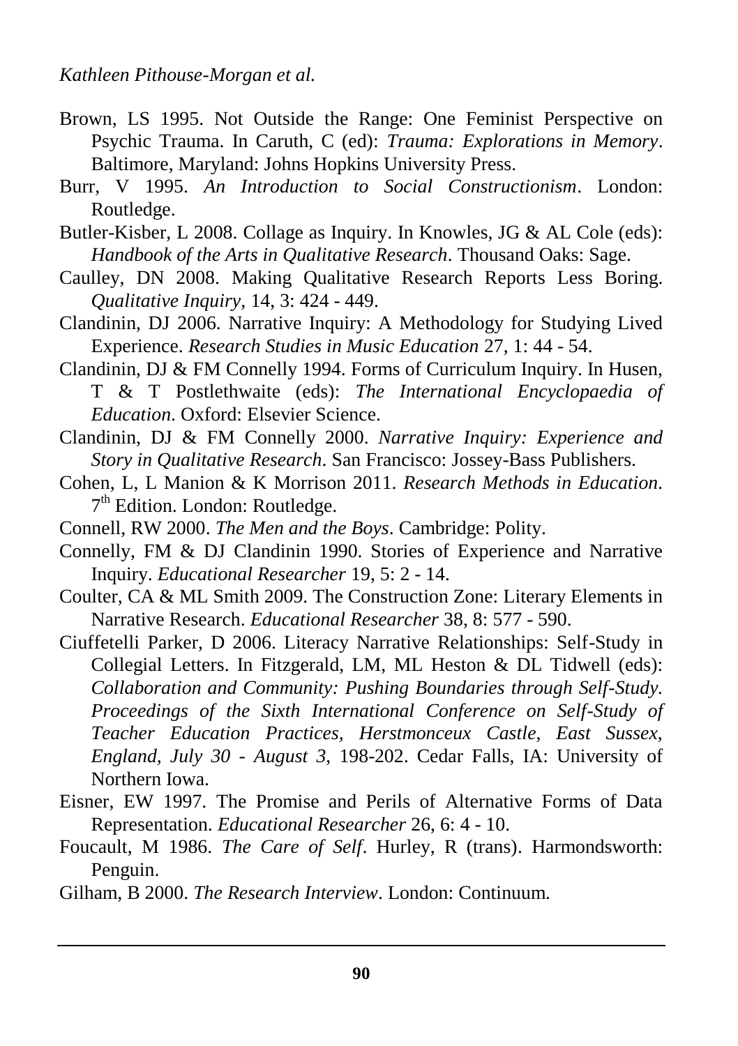Brown, LS 1995. Not Outside the Range: One Feminist Perspective on Psychic Trauma. In Caruth, C (ed): *Trauma: Explorations in Memory*. Baltimore, Maryland: Johns Hopkins University Press.

Burr, V 1995. *An Introduction to Social Constructionism*. London: Routledge.

Butler-Kisber, L 2008. Collage as Inquiry. In Knowles, JG & AL Cole (eds): *Handbook of the Arts in Qualitative Research*. Thousand Oaks: Sage.

Caulley, DN 2008. Making Qualitative Research Reports Less Boring. *Qualitative Inquiry,* 14, 3: 424 - 449.

Clandinin, DJ 2006. Narrative Inquiry: A Methodology for Studying Lived Experience. *Research Studies in Music Education* 27, 1: 44 - 54.

Clandinin, DJ & FM Connelly 1994. Forms of Curriculum Inquiry. In Husen, T & T Postlethwaite (eds): *The International Encyclopaedia of Education*. Oxford: Elsevier Science.

Clandinin, DJ & FM Connelly 2000. *Narrative Inquiry: Experience and Story in Qualitative Research*. San Francisco: Jossey-Bass Publishers.

Cohen, L, L Manion & K Morrison 2011. *Research Methods in Education*. 7th Edition. London: Routledge.

Connell, RW 2000. *The Men and the Boys*. Cambridge: Polity.

Connelly, FM & DJ Clandinin 1990. Stories of Experience and Narrative Inquiry. *Educational Researcher* 19, 5: 2 - 14.

Coulter, CA & ML Smith 2009. The Construction Zone: Literary Elements in Narrative Research. *Educational Researcher* 38, 8: 577 - 590.

Ciuffetelli Parker, D 2006. Literacy Narrative Relationships: Self-Study in Collegial Letters. In Fitzgerald, LM, ML Heston & DL Tidwell (eds): *Collaboration and Community: Pushing Boundaries through Self-Study. Proceedings of the Sixth International Conference on Self-Study of Teacher Education Practices, Herstmonceux Castle, East Sussex, England, July 30 - August 3,* 198-202. Cedar Falls, IA: University of Northern Iowa.

Eisner, EW 1997. The Promise and Perils of Alternative Forms of Data Representation. *Educational Researcher* 26, 6: 4 - 10.

Foucault, M 1986. *The Care of Self*. Hurley, R (trans). Harmondsworth: Penguin.

Gilham, B 2000. *The Research Interview*. London: Continuum.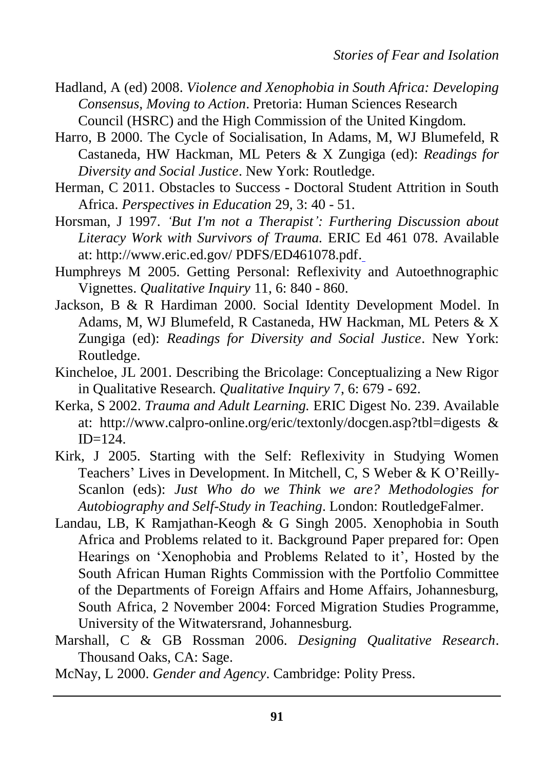Hadland, A (ed) 2008. *Violence and Xenophobia in South Africa: Developing Consensus, Moving to Action*. Pretoria: Human Sciences Research Council (HSRC) and the High Commission of the United Kingdom.

Harro, B 2000. The Cycle of Socialisation, In Adams, M, WJ Blumefeld, R Castaneda, HW Hackman, ML Peters & X Zungiga (ed): *Readings for Diversity and Social Justice*. New York: Routledge.

Herman, C 2011. Obstacles to Success - Doctoral Student Attrition in South Africa. *Perspectives in Education* 29, 3: 40 - 51.

Horsman, J 1997. *'But I'm not a Therapist': Furthering Discussion about Literacy Work with Survivors of Trauma.* ERIC Ed 461 078. Available at: http://www.eric.ed.gov/ PDFS/ED461078.pdf.

Humphreys M 2005. Getting Personal: Reflexivity and Autoethnographic Vignettes. *Qualitative Inquiry* 11, 6: 840 - 860.

Jackson, B & R Hardiman 2000. Social Identity Development Model. In Adams, M, WJ Blumefeld, R Castaneda, HW Hackman, ML Peters & X Zungiga (ed): *Readings for Diversity and Social Justice*. New York: Routledge.

Kincheloe, JL 2001. Describing the Bricolage: Conceptualizing a New Rigor in Qualitative Research. *Qualitative Inquiry* 7, 6: 679 - 692.

Kerka, S 2002. *Trauma and Adult Learning.* ERIC Digest No. 239. Available at: http://www.calpro-online.org/eric/textonly/docgen.asp?tbl=digests & ID=124.

Kirk, J 2005. Starting with the Self: Reflexivity in Studying Women Teachers' Lives in Development. In Mitchell, C, S Weber & K O'Reilly-Scanlon (eds): *Just Who do we Think we are? Methodologies for Autobiography and Self-Study in Teaching*. London: RoutledgeFalmer.

Landau, LB, K Ramjathan-Keogh & G Singh 2005. Xenophobia in South Africa and Problems related to it. Background Paper prepared for: Open Hearings on 'Xenophobia and Problems Related to it', Hosted by the South African Human Rights Commission with the Portfolio Committee of the Departments of Foreign Affairs and Home Affairs, Johannesburg, South Africa, 2 November 2004: Forced Migration Studies Programme, University of the Witwatersrand, Johannesburg.

Marshall, C & GB Rossman 2006. *Designing Qualitative Research*. Thousand Oaks, CA: Sage.

McNay, L 2000. *Gender and Agency*. Cambridge: Polity Press.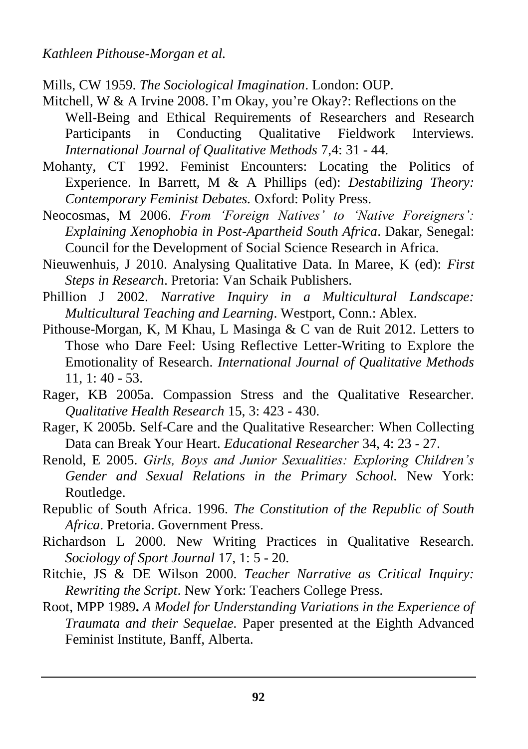Mills, CW 1959. *The Sociological Imagination*. London: OUP.

Mitchell, W & A Irvine 2008. I'm Okay, you're Okay?: Reflections on the Well-Being and Ethical Requirements of Researchers and Research Participants in Conducting Qualitative Fieldwork Interviews. *International Journal of Qualitative Methods* 7,4: 31 - 44.

Mohanty, CT 1992. Feminist Encounters: Locating the Politics of Experience. In Barrett, M & A Phillips (ed): *Destabilizing Theory: Contemporary Feminist Debates.* Oxford: Polity Press.

Neocosmas, M 2006. *From 'Foreign Natives' to 'Native Foreigners': Explaining Xenophobia in Post-Apartheid South Africa*. Dakar, Senegal: Council for the Development of Social Science Research in Africa.

Nieuwenhuis, J 2010. Analysing Qualitative Data. In Maree, K (ed): *First Steps in Research*. Pretoria: Van Schaik Publishers.

Phillion J 2002. *Narrative Inquiry in a Multicultural Landscape: Multicultural Teaching and Learning*. Westport, Conn.: Ablex.

Pithouse-Morgan, K, M Khau, L Masinga & C van de Ruit 2012. Letters to Those who Dare Feel: Using Reflective Letter-Writing to Explore the Emotionality of Research. *International Journal of Qualitative Methods* 11, 1: 40 - 53.

Rager, KB 2005a. Compassion Stress and the Qualitative Researcher. *Qualitative Health Research* 15, 3: 423 - 430.

Rager, K 2005b. Self-Care and the Qualitative Researcher: When Collecting Data can Break Your Heart. *Educational Researcher* 34, 4: 23 - 27.

Renold, E 2005. *Girls, Boys and Junior Sexualities: Exploring Children's Gender and Sexual Relations in the Primary School.* New York: Routledge.

Republic of South Africa. 1996. *The Constitution of the Republic of South Africa*. Pretoria. Government Press.

Richardson L 2000. New Writing Practices in Qualitative Research. *Sociology of Sport Journal* 17, 1: 5 - 20.

Ritchie, JS & DE Wilson 2000. *Teacher Narrative as Critical Inquiry: Rewriting the Script*. New York: Teachers College Press.

Root, MPP 1989**.** *A Model for Understanding Variations in the Experience of Traumata and their Sequelae.* Paper presented at the Eighth Advanced Feminist Institute, Banff, Alberta.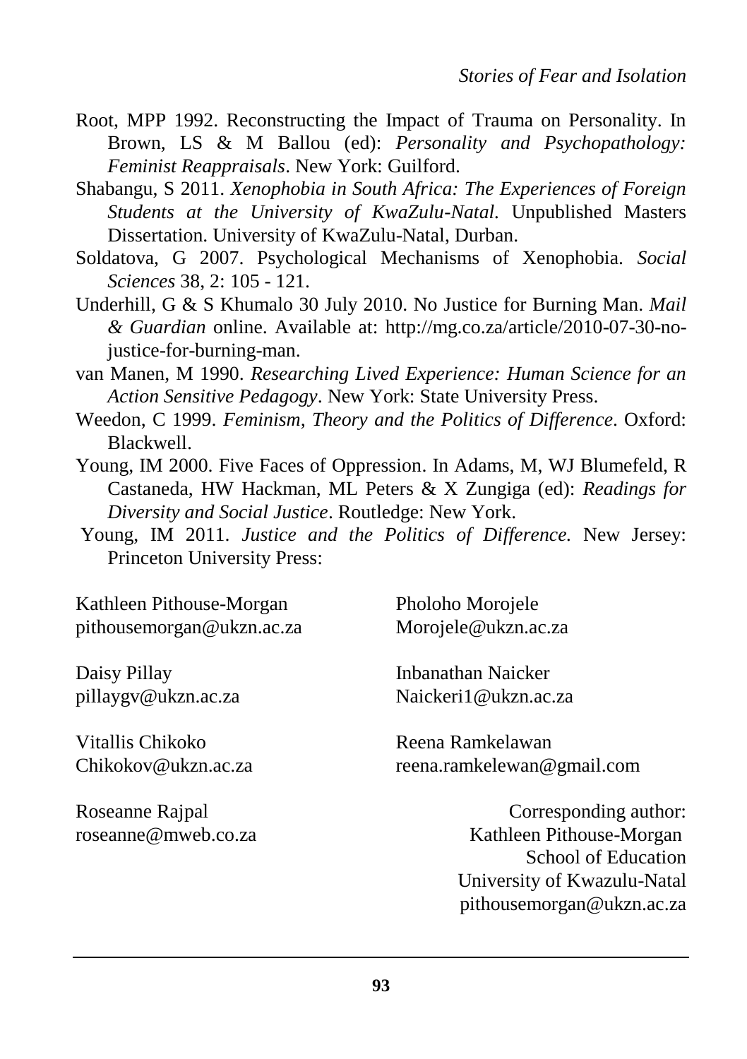Root, MPP 1992. Reconstructing the Impact of Trauma on Personality. In Brown, LS & M Ballou (ed): *Personality and Psychopathology: Feminist Reappraisals*. New York: Guilford.

Shabangu, S 2011. *Xenophobia in South Africa: The Experiences of Foreign Students at the University of KwaZulu-Natal.* Unpublished Masters Dissertation. University of KwaZulu-Natal, Durban.

Soldatova, G 2007. Psychological Mechanisms of Xenophobia. *Social Sciences* 38, 2: 105 - 121.

Underhill, G & S Khumalo 30 July 2010. No Justice for Burning Man. *Mail & Guardian* online. Available at: http://mg.co.za/article/2010-07-30-no-justice-for-burning-man.

van Manen, M 1990. *Researching Lived Experience: Human Science for an Action Sensitive Pedagogy*. New York: State University Press.

Weedon, C 1999. *Feminism, Theory and the Politics of Difference*. Oxford: Blackwell.

Young, IM 2000. Five Faces of Oppression. In Adams, M, WJ Blumefeld, R Castaneda, HW Hackman, ML Peters & X Zungiga (ed): *Readings for Diversity and Social Justice*. Routledge: New York.

Young, IM 2011. *Justice and the Politics of Difference.* New Jersey: Princeton University Press:

Kathleen Pithouse-Morgan
pithousemorgan@ukzn.ac.za

Pholoho Morojele
Morojele@ukzn.ac.za

Daisy Pillay
pillaygv@ukzn.ac.za

Inbanathan Naicker
Naickeri1@ukzn.ac.za

Vitallis Chikoko
Chikokov@ukzn.ac.za

Reena Ramkelawan
reena.ramkelewan@gmail.com

Roseanne Rajpal
roseanne@mweb.co.za

Corresponding author:
Kathleen Pithouse-Morgan
School of Education
University of Kwazulu-Natal
pithousemorgan@ukzn.ac.za